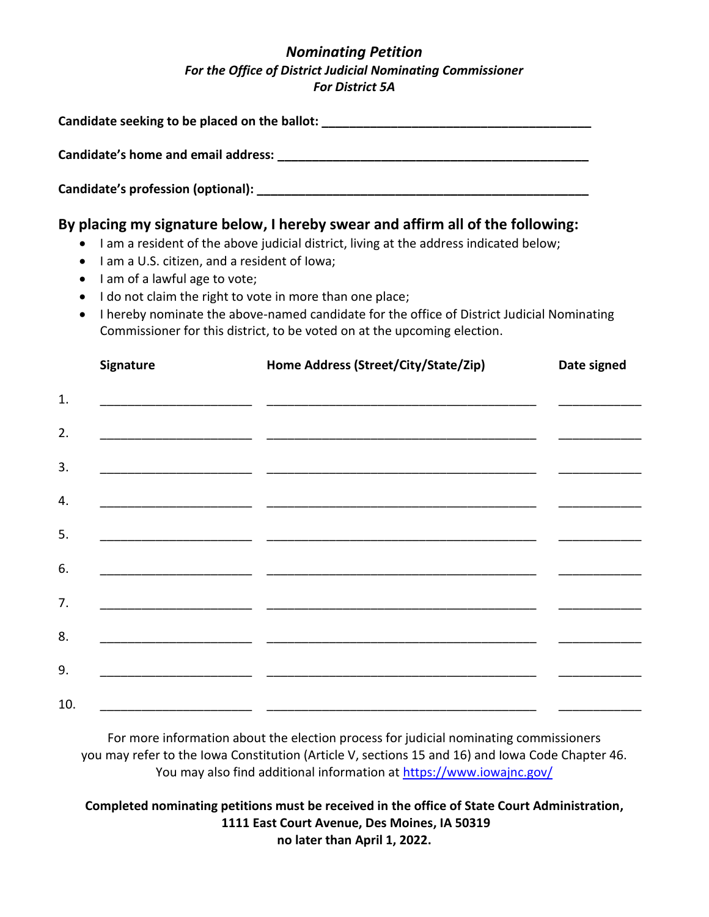# *Nominating Petition*

### *For the Office of District Judicial Nominating Commissioner*

### *For District 5A*

**Candidate seeking to be placed on the ballot: \_\_\_\_\_\_\_\_\_\_\_\_\_\_\_\_\_\_\_\_\_\_\_\_\_\_\_\_\_\_\_\_\_\_\_\_\_\_\_\_**

**Candidate's home and email address: \_\_\_\_\_\_\_\_\_\_\_\_\_\_\_\_\_\_\_\_\_\_\_\_\_\_\_\_\_\_\_\_\_\_\_\_\_\_\_\_\_\_\_\_\_\_**

**Candidate's profession (optional): \_\_\_\_\_\_\_\_\_\_\_\_\_\_\_\_\_\_\_\_\_\_\_\_\_\_\_\_\_\_\_\_\_\_\_\_\_\_\_\_\_\_\_\_\_\_\_\_\_**

## By placing my signature below, I hereby swear and affirm all of the following:

- I am a resident of the above judicial district, living at the address indicated below;
- I am a U.S. citizen, and a resident of Iowa;
- I am of a lawful age to vote;
- I do not claim the right to vote in more than one place;
- I hereby nominate the above-named candidate for the office of District Judicial Nominating Commissioner for this district, to be voted on at the upcoming election.

| | Signature | Home Address (Street/City/State/Zip) | Date signed |
|---|---|---|---|
| 1. | | | |
| 2. | | | |
| 3. | | | |
| 4. | | | |
| 5. | | | |
| 6. | | | |
| 7. | | | |
| 8. | | | |
| 9. | | | |
| 10. | | | |

For more information about the election process for judicial nominating commissioners you may refer to the Iowa Constitution (Article V, sections 15 and 16) and Iowa Code Chapter 46. You may also find additional information at https://www.iowajnc.gov/

**Completed nominating petitions must be received in the office of State Court Administration, 1111 East Court Avenue, Des Moines, IA 50319 no later than April 1, 2022.**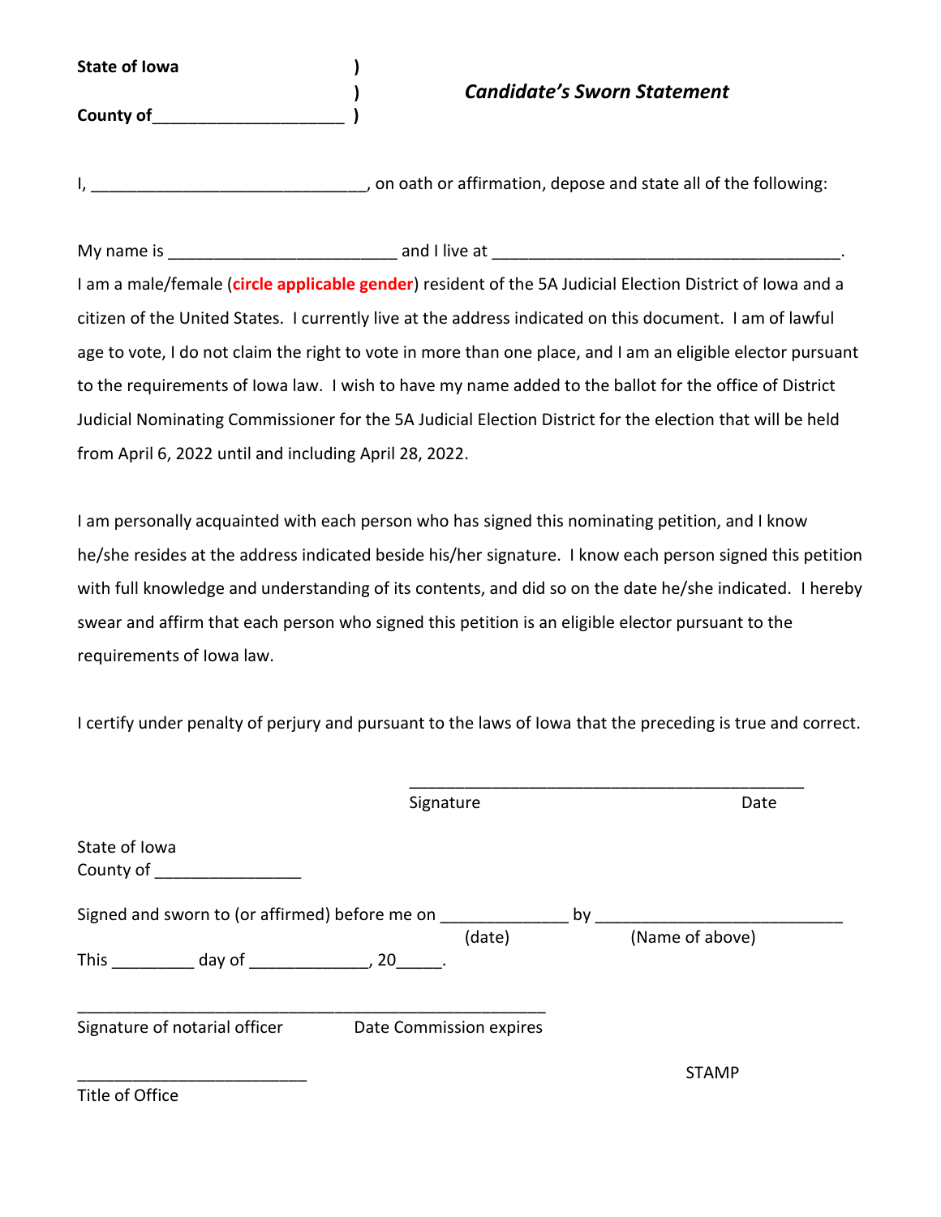**State of Iowa** )
)
**County of**____________________ )

***Candidate's Sworn Statement***

I, _____________________________, on oath or affirmation, depose and state all of the following:

My name is ________________________ and I live at _____________________________________.
I am a male/female (**circle applicable gender**) resident of the 5A Judicial Election District of Iowa and a citizen of the United States. I currently live at the address indicated on this document. I am of lawful age to vote, I do not claim the right to vote in more than one place, and I am an eligible elector pursuant to the requirements of Iowa law. I wish to have my name added to the ballot for the office of District Judicial Nominating Commissioner for the 5A Judicial Election District for the election that will be held from April 6, 2022 until and including April 28, 2022.

I am personally acquainted with each person who has signed this nominating petition, and I know he/she resides at the address indicated beside his/her signature. I know each person signed this petition with full knowledge and understanding of its contents, and did so on the date he/she indicated. I hereby swear and affirm that each person who signed this petition is an eligible elector pursuant to the requirements of Iowa law.

I certify under penalty of perjury and pursuant to the laws of Iowa that the preceding is true and correct.

___________________________________________
Signature Date

State of Iowa
County of ________________

Signed and sworn to (or affirmed) before me on _____________ by __________________________
(date) (Name of above)
This _________ day of _____________, 20_____.

_____________________________________________________
Signature of notarial officer Date Commission expires

_________________________ STAMP
Title of Office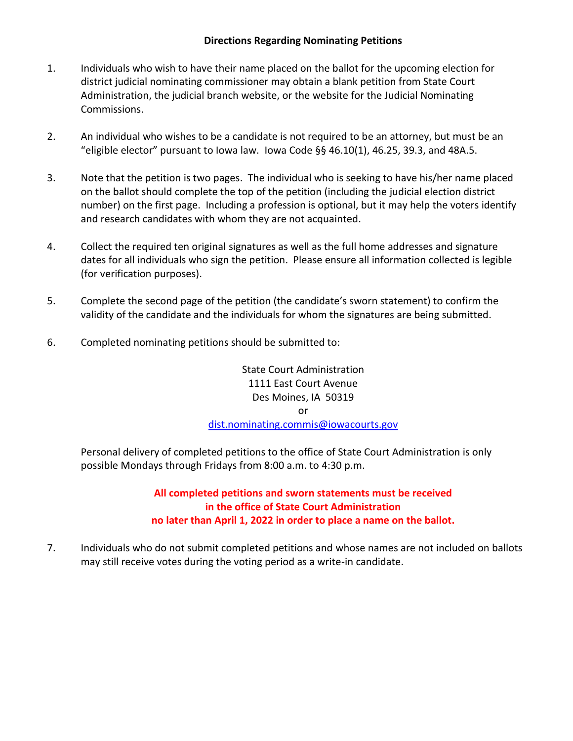**Directions Regarding Nominating Petitions**

1. Individuals who wish to have their name placed on the ballot for the upcoming election for district judicial nominating commissioner may obtain a blank petition from State Court Administration, the judicial branch website, or the website for the Judicial Nominating Commissions.

2. An individual who wishes to be a candidate is not required to be an attorney, but must be an "eligible elector" pursuant to Iowa law. Iowa Code §§ 46.10(1), 46.25, 39.3, and 48A.5.

3. Note that the petition is two pages. The individual who is seeking to have his/her name placed on the ballot should complete the top of the petition (including the judicial election district number) on the first page. Including a profession is optional, but it may help the voters identify and research candidates with whom they are not acquainted.

4. Collect the required ten original signatures as well as the full home addresses and signature dates for all individuals who sign the petition. Please ensure all information collected is legible (for verification purposes).

5. Complete the second page of the petition (the candidate's sworn statement) to confirm the validity of the candidate and the individuals for whom the signatures are being submitted.

6. Completed nominating petitions should be submitted to:

   State Court Administration
   1111 East Court Avenue
   Des Moines, IA 50319
   or
   dist.nominating.commis@iowacourts.gov

   Personal delivery of completed petitions to the office of State Court Administration is only possible Mondays through Fridays from 8:00 a.m. to 4:30 p.m.

   **All completed petitions and sworn statements must be received in the office of State Court Administration no later than April 1, 2022 in order to place a name on the ballot.**

7. Individuals who do not submit completed petitions and whose names are not included on ballots may still receive votes during the voting period as a write-in candidate.